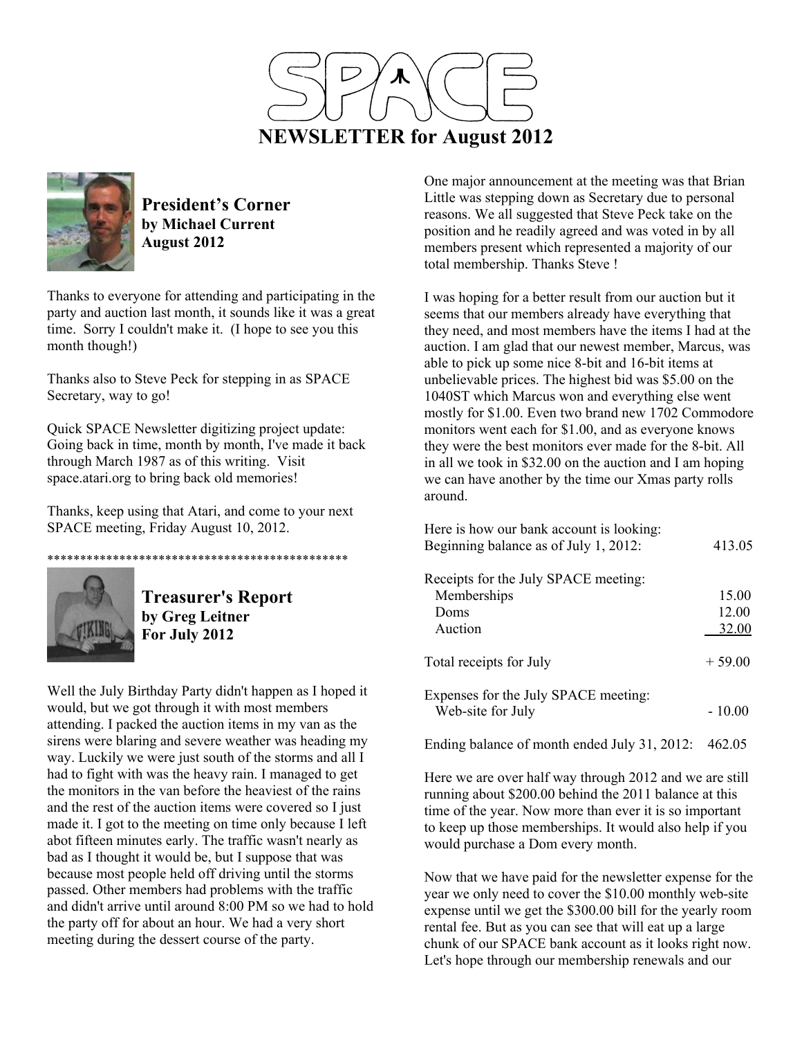# SPACE

# NEWSLETTER for August 2012

## President's Corner
**by Michael Current**
**August 2012**

Thanks to everyone for attending and participating in the party and auction last month, it sounds like it was a great time. Sorry I couldn't make it. (I hope to see you this month though!)

Thanks also to Steve Peck for stepping in as SPACE Secretary, way to go!

Quick SPACE Newsletter digitizing project update: Going back in time, month by month, I've made it back through March 1987 as of this writing. Visit space.atari.org to bring back old memories!

Thanks, keep using that Atari, and come to your next SPACE meeting, Friday August 10, 2012.

**********************************************

## Treasurer's Report
**by Greg Leitner**
**For July 2012**

Well the July Birthday Party didn't happen as I hoped it would, but we got through it with most members attending. I packed the auction items in my van as the sirens were blaring and severe weather was heading my way. Luckily we were just south of the storms and all I had to fight with was the heavy rain. I managed to get the monitors in the van before the heaviest of the rains and the rest of the auction items were covered so I just made it. I got to the meeting on time only because I left abot fifteen minutes early. The traffic wasn't nearly as bad as I thought it would be, but I suppose that was because most people held off driving until the storms passed. Other members had problems with the traffic and didn't arrive until around 8:00 PM so we had to hold the party off for about an hour. We had a very short meeting during the dessert course of the party.

One major announcement at the meeting was that Brian Little was stepping down as Secretary due to personal reasons. We all suggested that Steve Peck take on the position and he readily agreed and was voted in by all members present which represented a majority of our total membership. Thanks Steve !

I was hoping for a better result from our auction but it seems that our members already have everything that they need, and most members have the items I had at the auction. I am glad that our newest member, Marcus, was able to pick up some nice 8-bit and 16-bit items at unbelievable prices. The highest bid was $5.00 on the 1040ST which Marcus won and everything else went mostly for $1.00. Even two brand new 1702 Commodore monitors went each for $1.00, and as everyone knows they were the best monitors ever made for the 8-bit. All in all we took in $32.00 on the auction and I am hoping we can have another by the time our Xmas party rolls around.

Here is how our bank account is looking:

| | |
|---|---|
| Beginning balance as of July 1, 2012: | 413.05 |
| **Receipts for the July SPACE meeting:** | |
| Memberships | 15.00 |
| Doms | 12.00 |
| Auction | 32.00 |
| Total receipts for July | + 59.00 |
| **Expenses for the July SPACE meeting:** | |
| Web-site for July | - 10.00 |
| Ending balance of month ended July 31, 2012: | 462.05 |

Here we are over half way through 2012 and we are still running about $200.00 behind the 2011 balance at this time of the year. Now more than ever it is so important to keep up those memberships. It would also help if you would purchase a Dom every month.

Now that we have paid for the newsletter expense for the year we only need to cover the $10.00 monthly web-site expense until we get the $300.00 bill for the yearly room rental fee. But as you can see that will eat up a large chunk of our SPACE bank account as it looks right now. Let's hope through our membership renewals and our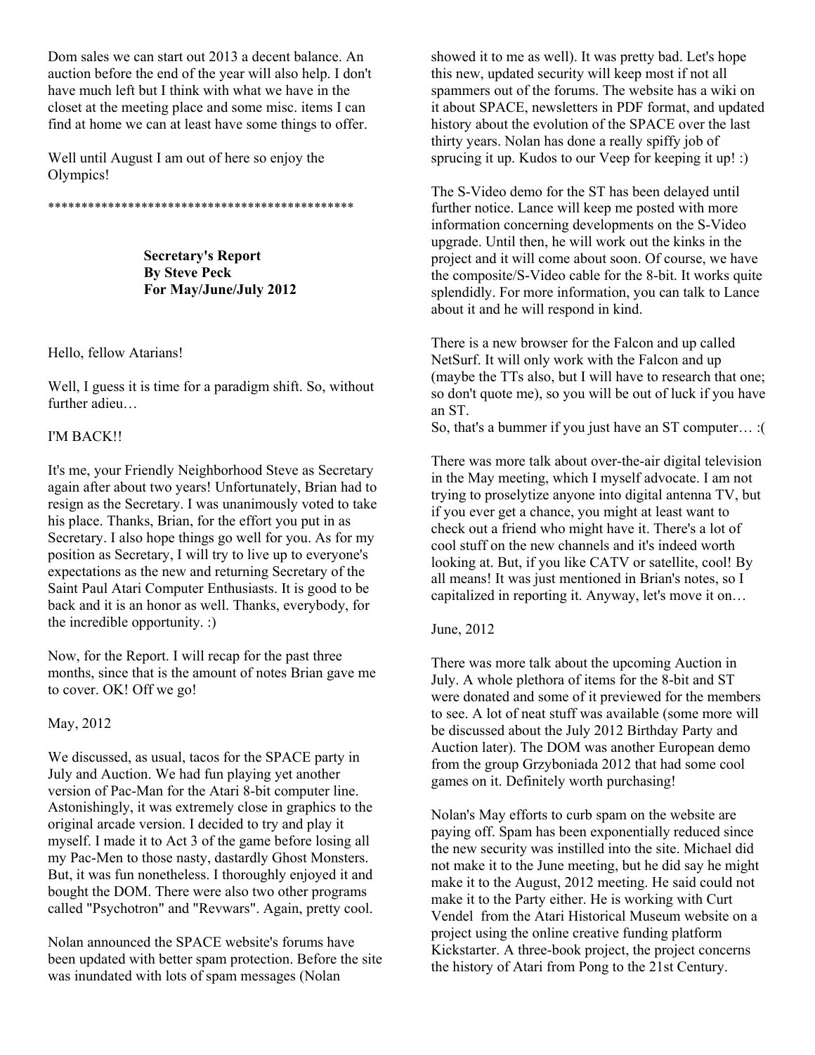Dom sales we can start out 2013 a decent balance. An auction before the end of the year will also help. I don't have much left but I think with what we have in the closet at the meeting place and some misc. items I can find at home we can at least have some things to offer.

Well until August I am out of here so enjoy the Olympics!

**********************************************

**Secretary's Report**
**By Steve Peck**
**For May/June/July 2012**

Hello, fellow Atarians!

Well, I guess it is time for a paradigm shift. So, without further adieu…

I'M BACK!!

It's me, your Friendly Neighborhood Steve as Secretary again after about two years! Unfortunately, Brian had to resign as the Secretary. I was unanimously voted to take his place. Thanks, Brian, for the effort you put in as Secretary. I also hope things go well for you. As for my position as Secretary, I will try to live up to everyone's expectations as the new and returning Secretary of the Saint Paul Atari Computer Enthusiasts. It is good to be back and it is an honor as well. Thanks, everybody, for the incredible opportunity. :)

Now, for the Report. I will recap for the past three months, since that is the amount of notes Brian gave me to cover. OK! Off we go!

May, 2012

We discussed, as usual, tacos for the SPACE party in July and Auction. We had fun playing yet another version of Pac-Man for the Atari 8-bit computer line. Astonishingly, it was extremely close in graphics to the original arcade version. I decided to try and play it myself. I made it to Act 3 of the game before losing all my Pac-Men to those nasty, dastardly Ghost Monsters. But, it was fun nonetheless. I thoroughly enjoyed it and bought the DOM. There were also two other programs called "Psychotron" and "Revwars". Again, pretty cool.

Nolan announced the SPACE website's forums have been updated with better spam protection. Before the site was inundated with lots of spam messages (Nolan showed it to me as well). It was pretty bad. Let's hope this new, updated security will keep most if not all spammers out of the forums. The website has a wiki on it about SPACE, newsletters in PDF format, and updated history about the evolution of the SPACE over the last thirty years. Nolan has done a really spiffy job of sprucing it up. Kudos to our Veep for keeping it up! :)

The S-Video demo for the ST has been delayed until further notice. Lance will keep me posted with more information concerning developments on the S-Video upgrade. Until then, he will work out the kinks in the project and it will come about soon. Of course, we have the composite/S-Video cable for the 8-bit. It works quite splendidly. For more information, you can talk to Lance about it and he will respond in kind.

There is a new browser for the Falcon and up called NetSurf. It will only work with the Falcon and up (maybe the TTs also, but I will have to research that one; so don't quote me), so you will be out of luck if you have an ST.
So, that's a bummer if you just have an ST computer… :(

There was more talk about over-the-air digital television in the May meeting, which I myself advocate. I am not trying to proselytize anyone into digital antenna TV, but if you ever get a chance, you might at least want to check out a friend who might have it. There's a lot of cool stuff on the new channels and it's indeed worth looking at. But, if you like CATV or satellite, cool! By all means! It was just mentioned in Brian's notes, so I capitalized in reporting it. Anyway, let's move it on…

June, 2012

There was more talk about the upcoming Auction in July. A whole plethora of items for the 8-bit and ST were donated and some of it previewed for the members to see. A lot of neat stuff was available (some more will be discussed about the July 2012 Birthday Party and Auction later). The DOM was another European demo from the group Grzyboniada 2012 that had some cool games on it. Definitely worth purchasing!

Nolan's May efforts to curb spam on the website are paying off. Spam has been exponentially reduced since the new security was instilled into the site. Michael did not make it to the June meeting, but he did say he might make it to the August, 2012 meeting. He said could not make it to the Party either. He is working with Curt Vendel from the Atari Historical Museum website on a project using the online creative funding platform Kickstarter. A three-book project, the project concerns the history of Atari from Pong to the 21st Century.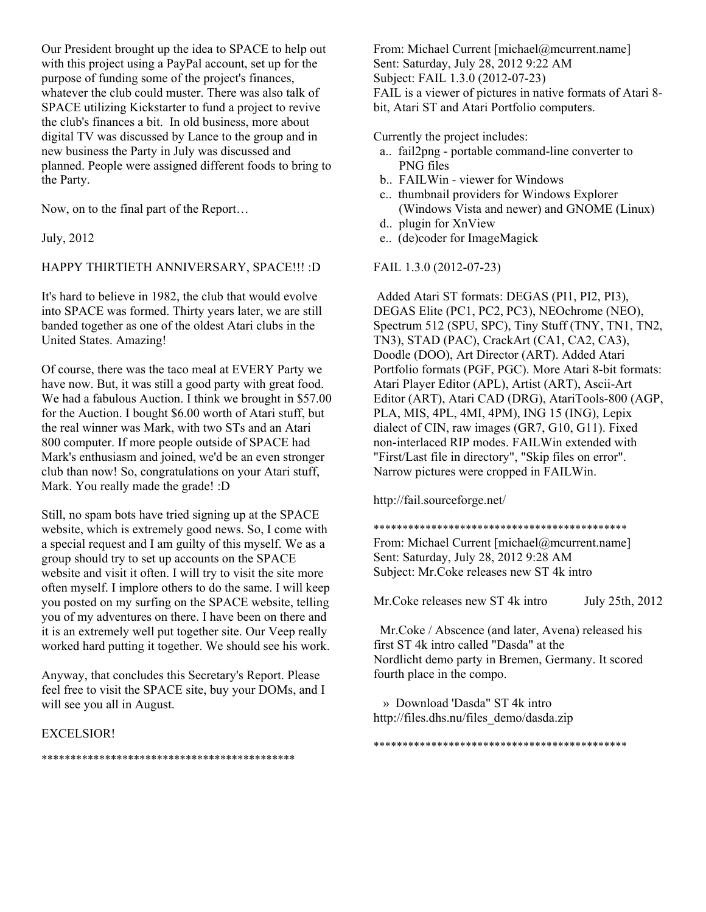Our President brought up the idea to SPACE to help out with this project using a PayPal account, set up for the purpose of funding some of the project's finances, whatever the club could muster. There was also talk of SPACE utilizing Kickstarter to fund a project to revive the club's finances a bit. In old business, more about digital TV was discussed by Lance to the group and in new business the Party in July was discussed and planned. People were assigned different foods to bring to the Party.

Now, on to the final part of the Report…

July, 2012

HAPPY THIRTIETH ANNIVERSARY, SPACE!!! :D

It's hard to believe in 1982, the club that would evolve into SPACE was formed. Thirty years later, we are still banded together as one of the oldest Atari clubs in the United States. Amazing!

Of course, there was the taco meal at EVERY Party we have now. But, it was still a good party with great food. We had a fabulous Auction. I think we brought in $57.00 for the Auction. I bought $6.00 worth of Atari stuff, but the real winner was Mark, with two STs and an Atari 800 computer. If more people outside of SPACE had Mark's enthusiasm and joined, we'd be an even stronger club than now! So, congratulations on your Atari stuff, Mark. You really made the grade! :D

Still, no spam bots have tried signing up at the SPACE website, which is extremely good news. So, I come with a special request and I am guilty of this myself. We as a group should try to set up accounts on the SPACE website and visit it often. I will try to visit the site more often myself. I implore others to do the same. I will keep you posted on my surfing on the SPACE website, telling you of my adventures on there. I have been on there and it is an extremely well put together site. Our Veep really worked hard putting it together. We should see his work.

Anyway, that concludes this Secretary's Report. Please feel free to visit the SPACE site, buy your DOMs, and I will see you all in August.

EXCELSIOR!

********************************************

From: Michael Current [michael@mcurrent.name]
Sent: Saturday, July 28, 2012 9:22 AM
Subject: FAIL 1.3.0 (2012-07-23)
FAIL is a viewer of pictures in native formats of Atari 8-bit, Atari ST and Atari Portfolio computers.

Currently the project includes:

a.. fail2png - portable command-line converter to PNG files
b.. FAILWin - viewer for Windows
c.. thumbnail providers for Windows Explorer (Windows Vista and newer) and GNOME (Linux)
d.. plugin for XnView
e.. (de)coder for ImageMagick

FAIL 1.3.0 (2012-07-23)

Added Atari ST formats: DEGAS (PI1, PI2, PI3), DEGAS Elite (PC1, PC2, PC3), NEOchrome (NEO), Spectrum 512 (SPU, SPC), Tiny Stuff (TNY, TN1, TN2, TN3), STAD (PAC), CrackArt (CA1, CA2, CA3), Doodle (DOO), Art Director (ART). Added Atari Portfolio formats (PGF, PGC). More Atari 8-bit formats: Atari Player Editor (APL), Artist (ART), Ascii-Art Editor (ART), Atari CAD (DRG), AtariTools-800 (AGP, PLA, MIS, 4PL, 4MI, 4PM), ING 15 (ING), Lepix dialect of CIN, raw images (GR7, G10, G11). Fixed non-interlaced RIP modes. FAILWin extended with "First/Last file in directory", "Skip files on error". Narrow pictures were cropped in FAILWin.

http://fail.sourceforge.net/

********************************************

From: Michael Current [michael@mcurrent.name]
Sent: Saturday, July 28, 2012 9:28 AM
Subject: Mr.Coke releases new ST 4k intro

Mr.Coke releases new ST 4k intro July 25th, 2012

Mr.Coke / Abscence (and later, Avena) released his first ST 4k intro called "Dasda" at the Nordlicht demo party in Bremen, Germany. It scored fourth place in the compo.

» Download 'Dasda" ST 4k intro
http://files.dhs.nu/files_demo/dasda.zip

********************************************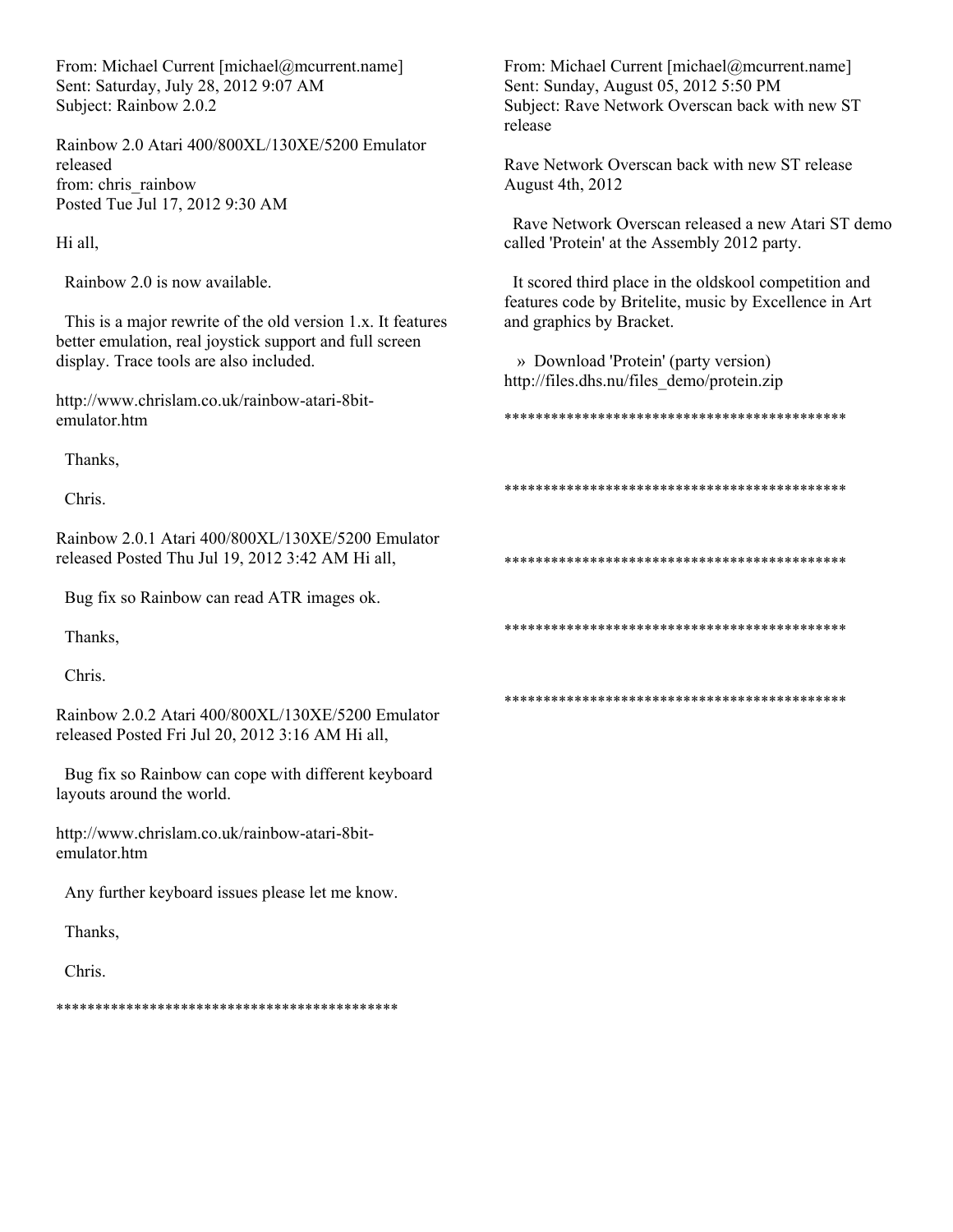From: Michael Current [michael@mcurrent.name]
Sent: Saturday, July 28, 2012 9:07 AM
Subject: Rainbow 2.0.2

Rainbow 2.0 Atari 400/800XL/130XE/5200 Emulator released
from: chris_rainbow
Posted Tue Jul 17, 2012 9:30 AM

Hi all,

Rainbow 2.0 is now available.

This is a major rewrite of the old version 1.x. It features better emulation, real joystick support and full screen display. Trace tools are also included.

http://www.chrislam.co.uk/rainbow-atari-8bit-emulator.htm

Thanks,

Chris.

Rainbow 2.0.1 Atari 400/800XL/130XE/5200 Emulator released Posted Thu Jul 19, 2012 3:42 AM Hi all,

Bug fix so Rainbow can read ATR images ok.

Thanks,

Chris.

Rainbow 2.0.2 Atari 400/800XL/130XE/5200 Emulator released Posted Fri Jul 20, 2012 3:16 AM Hi all,

Bug fix so Rainbow can cope with different keyboard layouts around the world.

http://www.chrislam.co.uk/rainbow-atari-8bit-emulator.htm

Any further keyboard issues please let me know.

Thanks,

Chris.

********************************************

From: Michael Current [michael@mcurrent.name]
Sent: Sunday, August 05, 2012 5:50 PM
Subject: Rave Network Overscan back with new ST release

Rave Network Overscan back with new ST release
August 4th, 2012

Rave Network Overscan released a new Atari ST demo called 'Protein' at the Assembly 2012 party.

It scored third place in the oldskool competition and features code by Britelite, music by Excellence in Art and graphics by Bracket.

» Download 'Protein' (party version)
http://files.dhs.nu/files_demo/protein.zip

********************************************

********************************************

********************************************

********************************************

********************************************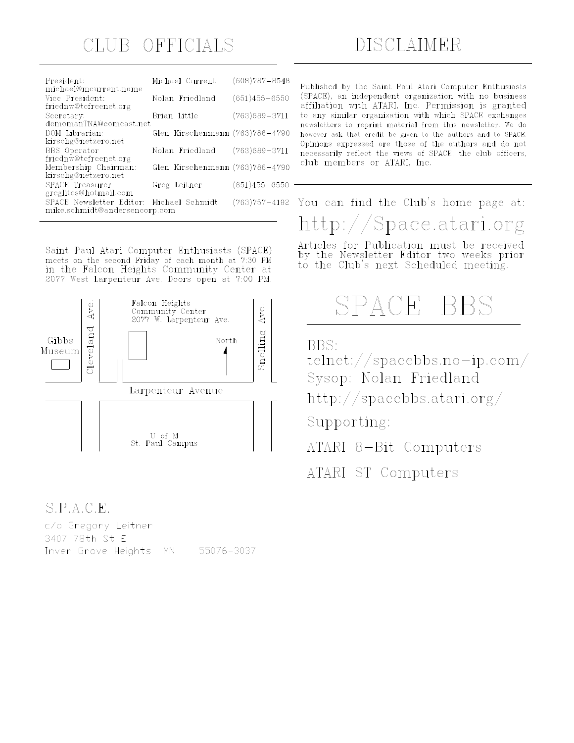# CLUB OFFICIALS

| | | |
|---|---|---|
| President: michael@mcurrent.name | Michael Current | (608)787-8548 |
| Vice President: friednw@tcfreenet.org | Nolan Friedland | (651)455-6550 |
| Secretary: demomanTNA@comcast.net | Brian Little | (763)689-3711 |
| DOM Librarian: kirschg@netzero.net | Glen Kirschenmann | (763)786-4790 |
| BBS Operator friednw@tcfreenet.org | Nolan Friedland | (763)689-3711 |
| Membership Chairman: kirschg@netzero.net | Glen Kirschenmann | (763)786-4790 |
| SPACE Treasurer greglites@hotmail.com | Greg Leitner | (651)455-6550 |
| SPACE Newsletter Editor: mike.schmidt@andersencorp.com | Michael Schmidt | (763)757-4192 |

Saint Paul Atari Computer Enthusiasts (SPACE) meets on the second Friday of each month at 7:30 PM in the Falcon Heights Community Center at 2077 West Larpenteur Ave. Doors open at 7:00 PM.

Falcon Heights Community Center 2077 W. Larpenteur Ave.

Gibbs Museum

Cleveland Ave.

Snelling Ave.

North

Larpenteur Avenue

U of M St. Paul Campus

S.P.A.C.E.

c/o Gregory Leitner

3407 78th St E

Inver Grove Heights MN 55076-3037

# DISCLAIMER

Published by the Saint Paul Atari Computer Enthusiasts (SPACE), an independent organization with no business affiliation with ATARI, Inc. Permission is granted to any similar organization with which SPACE exchanges newsletters to reprint material from this newsletter. We do however ask that credit be given to the authors and to SPACE. Opinions expressed are those of the authors and do not necessarily reflect the views of SPACE, the club officers, club members or ATARI, Inc.

You can find the Club's home page at:

http://Space.atari.org

Articles for Publication must be received by the Newsletter Editor two weeks prior to the Club's next Scheduled meeting.

# SPACE BBS

BBS: telnet://spacebbs.no-ip.com/

Sysop: Nolan Friedland

http://spacebbs.atari.org/

Supporting:

ATARI 8-Bit Computers

ATARI ST Computers